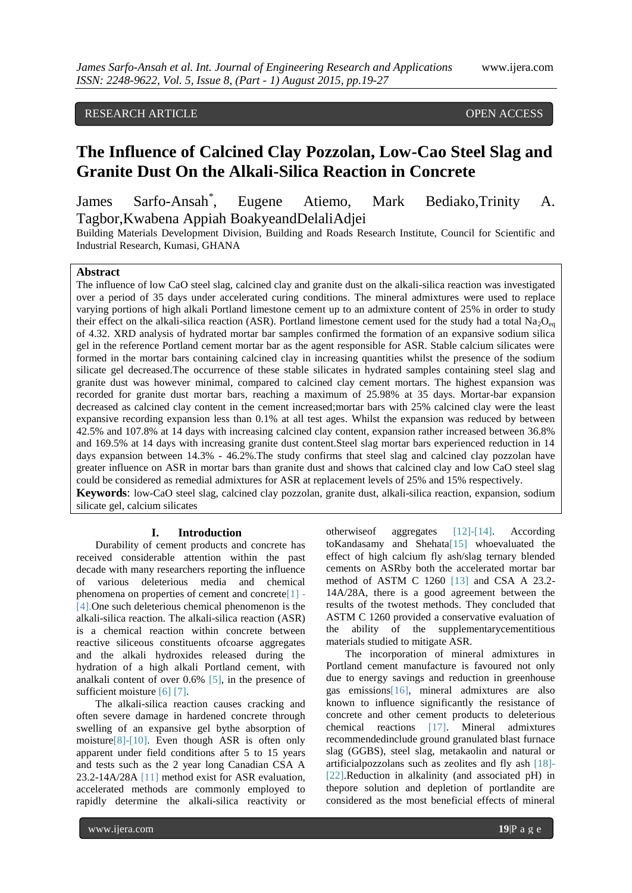RESEARCH ARTICLE OPEN ACCESS

# The Influence of Calcined Clay Pozzolan, Low-Cao Steel Slag and Granite Dust On the Alkali-Silica Reaction in Concrete

James Sarfo-Ansah*, Eugene Atiemo, Mark Bediako,Trinity A. Tagbor,Kwabena Appiah BoakyeandDelaliAdjei

Building Materials Development Division, Building and Roads Research Institute, Council for Scientific and Industrial Research, Kumasi, GHANA

## Abstract

The influence of low CaO steel slag, calcined clay and granite dust on the alkali-silica reaction was investigated over a period of 35 days under accelerated curing conditions. The mineral admixtures were used to replace varying portions of high alkali Portland limestone cement up to an admixture content of 25% in order to study their effect on the alkali-silica reaction (ASR). Portland limestone cement used for the study had a total $Na_2O_{eq}$ of 4.32. XRD analysis of hydrated mortar bar samples confirmed the formation of an expansive sodium silica gel in the reference Portland cement mortar bar as the agent responsible for ASR. Stable calcium silicates were formed in the mortar bars containing calcined clay in increasing quantities whilst the presence of the sodium silicate gel decreased.The occurrence of these stable silicates in hydrated samples containing steel slag and granite dust was however minimal, compared to calcined clay cement mortars. The highest expansion was recorded for granite dust mortar bars, reaching a maximum of 25.98% at 35 days. Mortar-bar expansion decreased as calcined clay content in the cement increased;mortar bars with 25% calcined clay were the least expansive recording expansion less than 0.1% at all test ages. Whilst the expansion was reduced by between 42.5% and 107.8% at 14 days with increasing calcined clay content, expansion rather increased between 36.8% and 169.5% at 14 days with increasing granite dust content.Steel slag mortar bars experienced reduction in 14 days expansion between 14.3% - 46.2%.The study confirms that steel slag and calcined clay pozzolan have greater influence on ASR in mortar bars than granite dust and shows that calcined clay and low CaO steel slag could be considered as remedial admixtures for ASR at replacement levels of 25% and 15% respectively.

**Keywords**: low-CaO steel slag, calcined clay pozzolan, granite dust, alkali-silica reaction, expansion, sodium silicate gel, calcium silicates

## I. Introduction

Durability of cement products and concrete has received considerable attention within the past decade with many researchers reporting the influence of various deleterious media and chemical phenomena on properties of cement and concrete[1] - [4].One such deleterious chemical phenomenon is the alkali-silica reaction. The alkali-silica reaction (ASR) is a chemical reaction within concrete between reactive siliceous constituents ofcoarse aggregates and the alkali hydroxides released during the hydration of a high alkali Portland cement, with analkali content of over 0.6% [5], in the presence of sufficient moisture [6] [7].

The alkali-silica reaction causes cracking and often severe damage in hardened concrete through swelling of an expansive gel bythe absorption of moisture[8]-[10]. Even though ASR is often only apparent under field conditions after 5 to 15 years and tests such as the 2 year long Canadian CSA A 23.2-14A/28A [11] method exist for ASR evaluation, accelerated methods are commonly employed to rapidly determine the alkali-silica reactivity or otherwiseof aggregates [12]-[14]. According toKandasamy and Shehata[15] whoevaluated the effect of high calcium fly ash/slag ternary blended cements on ASRby both the accelerated mortar bar method of ASTM C 1260 [13] and CSA A 23.2-14A/28A, there is a good agreement between the results of the twotest methods. They concluded that ASTM C 1260 provided a conservative evaluation of the ability of the supplementarycementitious materials studied to mitigate ASR.

The incorporation of mineral admixtures in Portland cement manufacture is favoured not only due to energy savings and reduction in greenhouse gas emissions[16], mineral admixtures are also known to influence significantly the resistance of concrete and other cement products to deleterious chemical reactions [17]. Mineral admixtures recommendedinclude ground granulated blast furnace slag (GGBS), steel slag, metakaolin and natural or artificialpozzolans such as zeolites and fly ash [18]-[22].Reduction in alkalinity (and associated pH) in thepore solution and depletion of portlandite are considered as the most beneficial effects of mineral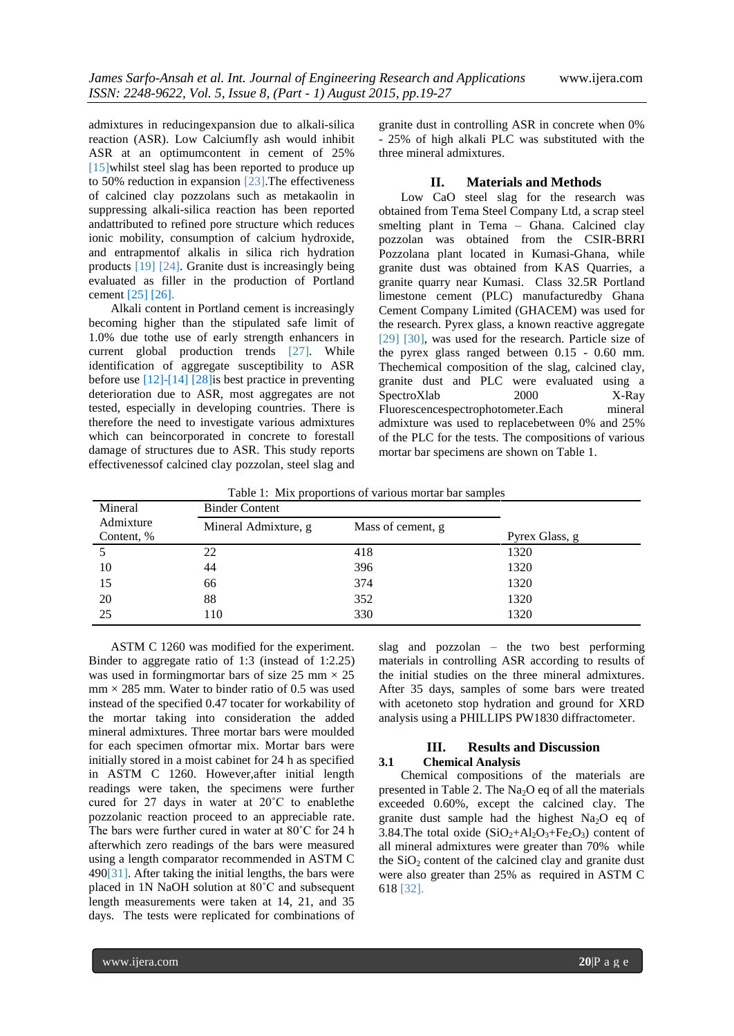admixtures in reducingexpansion due to alkali-silica reaction (ASR). Low Calciumfly ash would inhibit ASR at an optimumcontent in cement of 25% [15]whilst steel slag has been reported to produce up to 50% reduction in expansion [23].The effectiveness of calcined clay pozzolans such as metakaolin in suppressing alkali-silica reaction has been reported andattributed to refined pore structure which reduces ionic mobility, consumption of calcium hydroxide, and entrapmentof alkalis in silica rich hydration products [19] [24]. Granite dust is increasingly being evaluated as filler in the production of Portland cement [25] [26].

Alkali content in Portland cement is increasingly becoming higher than the stipulated safe limit of 1.0% due tothe use of early strength enhancers in current global production trends [27]. While identification of aggregate susceptibility to ASR before use [12]-[14] [28]is best practice in preventing deterioration due to ASR, most aggregates are not tested, especially in developing countries. There is therefore the need to investigate various admixtures which can beincorporated in concrete to forestall damage of structures due to ASR. This study reports effectivenessof calcined clay pozzolan, steel slag and granite dust in controlling ASR in concrete when 0% - 25% of high alkali PLC was substituted with the three mineral admixtures.

## II. Materials and Methods

Low CaO steel slag for the research was obtained from Tema Steel Company Ltd, a scrap steel smelting plant in Tema – Ghana. Calcined clay pozzolan was obtained from the CSIR-BRRI Pozzolana plant located in Kumasi-Ghana, while granite dust was obtained from KAS Quarries, a granite quarry near Kumasi. Class 32.5R Portland limestone cement (PLC) manufacturedby Ghana Cement Company Limited (GHACEM) was used for the research. Pyrex glass, a known reactive aggregate [29] [30], was used for the research. Particle size of the pyrex glass ranged between 0.15 - 0.60 mm. Thechemical composition of the slag, calcined clay, granite dust and PLC were evaluated using a SpectroXlab 2000 X-Ray Fluorescencespectrophotometer.Each mineral admixture was used to replacebetween 0% and 25% of the PLC for the tests. The compositions of various mortar bar specimens are shown on Table 1.

Table 1: Mix proportions of various mortar bar samples

| Mineral Admixture Content, % | Binder Content | | Pyrex Glass, g |
|---|---|---|---|
| | Mineral Admixture, g | Mass of cement, g | |
| 5 | 22 | 418 | 1320 |
| 10 | 44 | 396 | 1320 |
| 15 | 66 | 374 | 1320 |
| 20 | 88 | 352 | 1320 |
| 25 | 110 | 330 | 1320 |

ASTM C 1260 was modified for the experiment. Binder to aggregate ratio of 1:3 (instead of 1:2.25) was used in formingmortar bars of size 25 mm × 25 mm × 285 mm. Water to binder ratio of 0.5 was used instead of the specified 0.47 tocater for workability of the mortar taking into consideration the added mineral admixtures. Three mortar bars were moulded for each specimen ofmortar mix. Mortar bars were initially stored in a moist cabinet for 24 h as specified in ASTM C 1260. However,after initial length readings were taken, the specimens were further cured for 27 days in water at 20˚C to enablethe pozzolanic reaction proceed to an appreciable rate. The bars were further cured in water at 80˚C for 24 h afterwhich zero readings of the bars were measured using a length comparator recommended in ASTM C 490[31]. After taking the initial lengths, the bars were placed in 1N NaOH solution at 80˚C and subsequent length measurements were taken at 14, 21, and 35 days. The tests were replicated for combinations of slag and pozzolan – the two best performing materials in controlling ASR according to results of the initial studies on the three mineral admixtures. After 35 days, samples of some bars were treated with acetoneto stop hydration and ground for XRD analysis using a PHILLIPS PW1830 diffractometer.

## III. Results and Discussion

### 3.1 Chemical Analysis

Chemical compositions of the materials are presented in Table 2. The $Na_2O$ eq of all the materials exceeded 0.60%, except the calcined clay. The granite dust sample had the highest $Na_2O$ eq of 3.84.The total oxide ($SiO_2$+$Al_2O_3$+$Fe_2O_3$) content of all mineral admixtures were greater than 70% while the $SiO_2$ content of the calcined clay and granite dust were also greater than 25% as required in ASTM C 618 [32].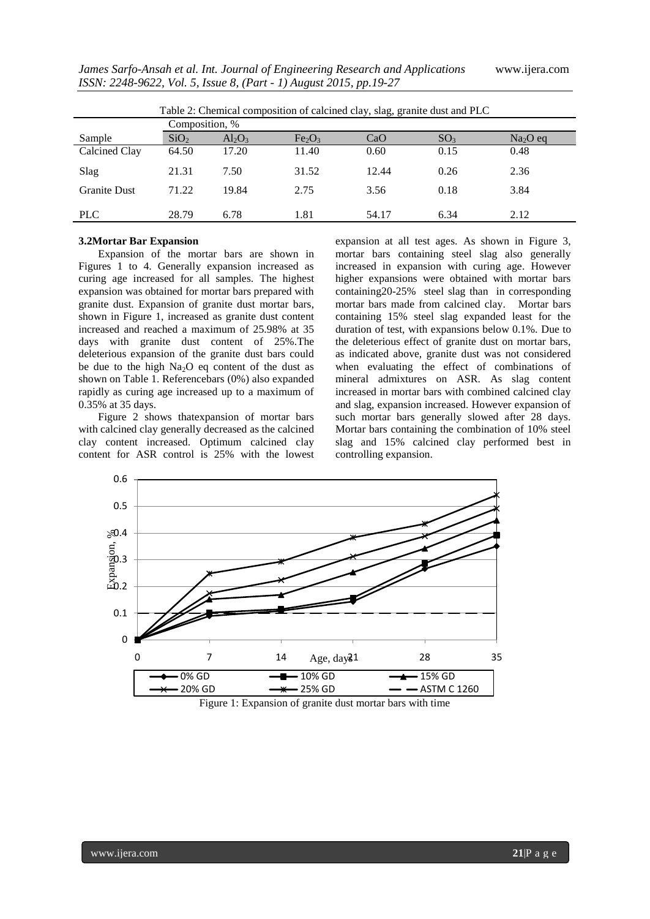Table 2: Chemical composition of calcined clay, slag, granite dust and PLC

| Sample | Composition, % | | | | | |
|---|---|---|---|---|---|---|
| | $SiO_2$ | $Al_2O_3$ | $Fe_2O_3$ | CaO | $SO_3$ | $Na_2O$ eq |
| Calcined Clay | 64.50 | 17.20 | 11.40 | 0.60 | 0.15 | 0.48 |
| Slag | 21.31 | 7.50 | 31.52 | 12.44 | 0.26 | 2.36 |
| Granite Dust | 71.22 | 19.84 | 2.75 | 3.56 | 0.18 | 3.84 |
| PLC | 28.79 | 6.78 | 1.81 | 54.17 | 6.34 | 2.12 |

**3.2Mortar Bar Expansion**

Expansion of the mortar bars are shown in Figures 1 to 4. Generally expansion increased as curing age increased for all samples. The highest expansion was obtained for mortar bars prepared with granite dust. Expansion of granite dust mortar bars, shown in Figure 1, increased as granite dust content increased and reached a maximum of 25.98% at 35 days with granite dust content of 25%.The deleterious expansion of the granite dust bars could be due to the high $Na_2O$ eq content of the dust as shown on Table 1. Referencebars (0%) also expanded rapidly as curing age increased up to a maximum of 0.35% at 35 days.

Figure 2 shows thatexpansion of mortar bars with calcined clay generally decreased as the calcined clay content increased. Optimum calcined clay content for ASR control is 25% with the lowest expansion at all test ages. As shown in Figure 3, mortar bars containing steel slag also generally increased in expansion with curing age. However higher expansions were obtained with mortar bars containing20-25% steel slag than in corresponding mortar bars made from calcined clay. Mortar bars containing 15% steel slag expanded least for the duration of test, with expansions below 0.1%. Due to the deleterious effect of granite dust on mortar bars, as indicated above, granite dust was not considered when evaluating the effect of combinations of mineral admixtures on ASR. As slag content increased in mortar bars with combined calcined clay and slag, expansion increased. However expansion of such mortar bars generally slowed after 28 days. Mortar bars containing the combination of 10% steel slag and 15% calcined clay performed best in controlling expansion.

Figure 1: Expansion of granite dust mortar bars with time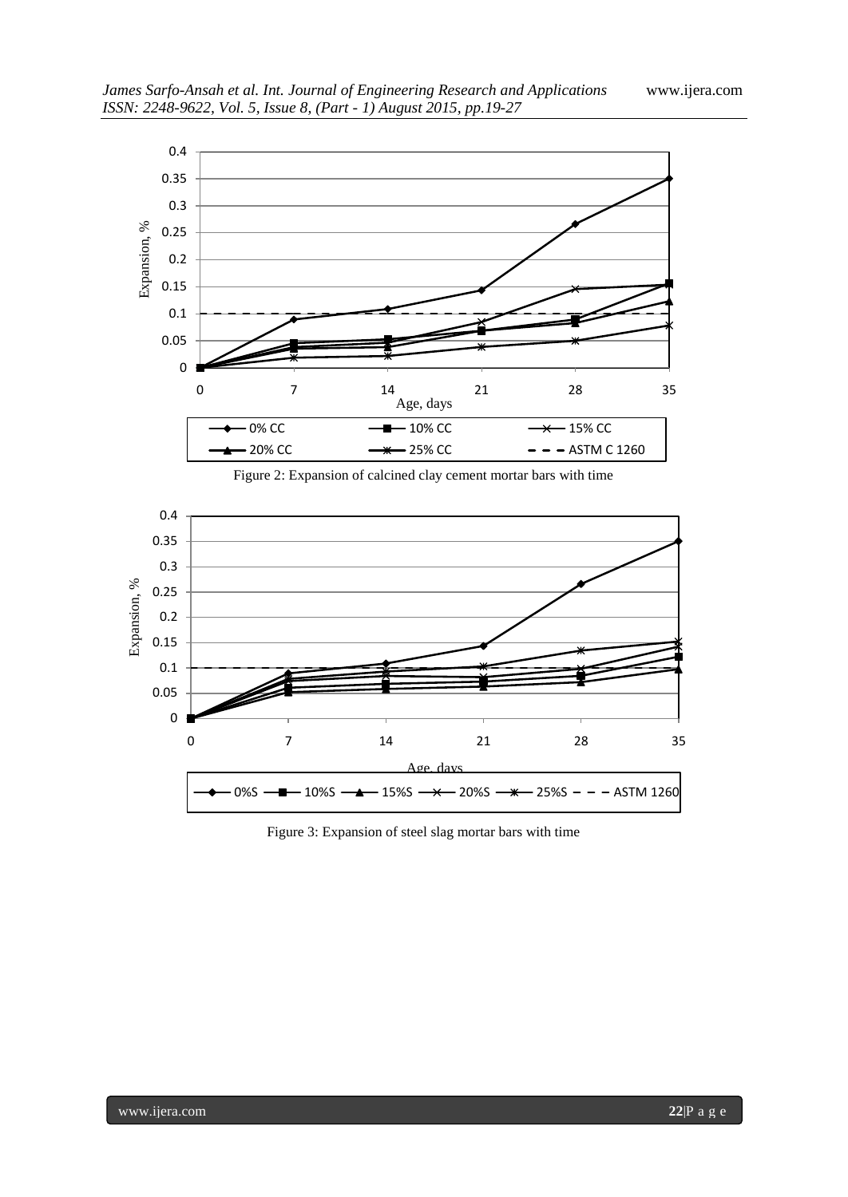Figure 2: Expansion of calcined clay cement mortar bars with time

Figure 3: Expansion of steel slag mortar bars with time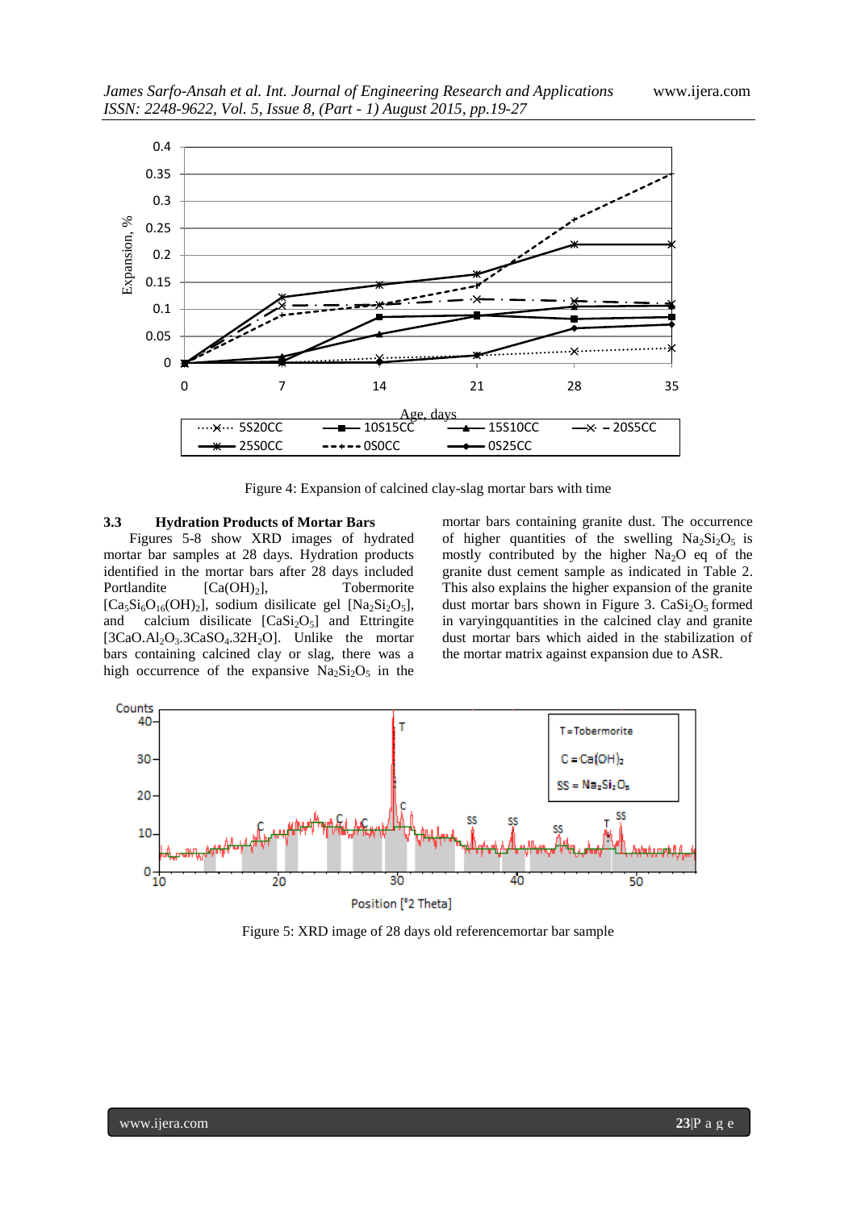Figure 4: Expansion of calcined clay-slag mortar bars with time

### 3.3 Hydration Products of Mortar Bars

Figures 5-8 show XRD images of hydrated mortar bar samples at 28 days. Hydration products identified in the mortar bars after 28 days included Portlandite [$Ca(OH)_2$], Tobermorite [$Ca_5Si_6O_{16}(OH)_2$], sodium disilicate gel [$Na_2Si_2O_5$], and calcium disilicate [$CaSi_2O_5$] and Ettringite [$3CaO.Al_2O_3.3CaSO_4.32H_2O$]. Unlike the mortar bars containing calcined clay or slag, there was a high occurrence of the expansive $Na_2Si_2O_5$ in the mortar bars containing granite dust. The occurrence of higher quantities of the swelling $Na_2Si_2O_5$ is mostly contributed by the higher $Na_2O$ eq of the granite dust cement sample as indicated in Table 2. This also explains the higher expansion of the granite dust mortar bars shown in Figure 3. $CaSi_2O_5$ formed in varyingquantities in the calcined clay and granite dust mortar bars which aided in the stabilization of the mortar matrix against expansion due to ASR.

Figure 5: XRD image of 28 days old referencemortar bar sample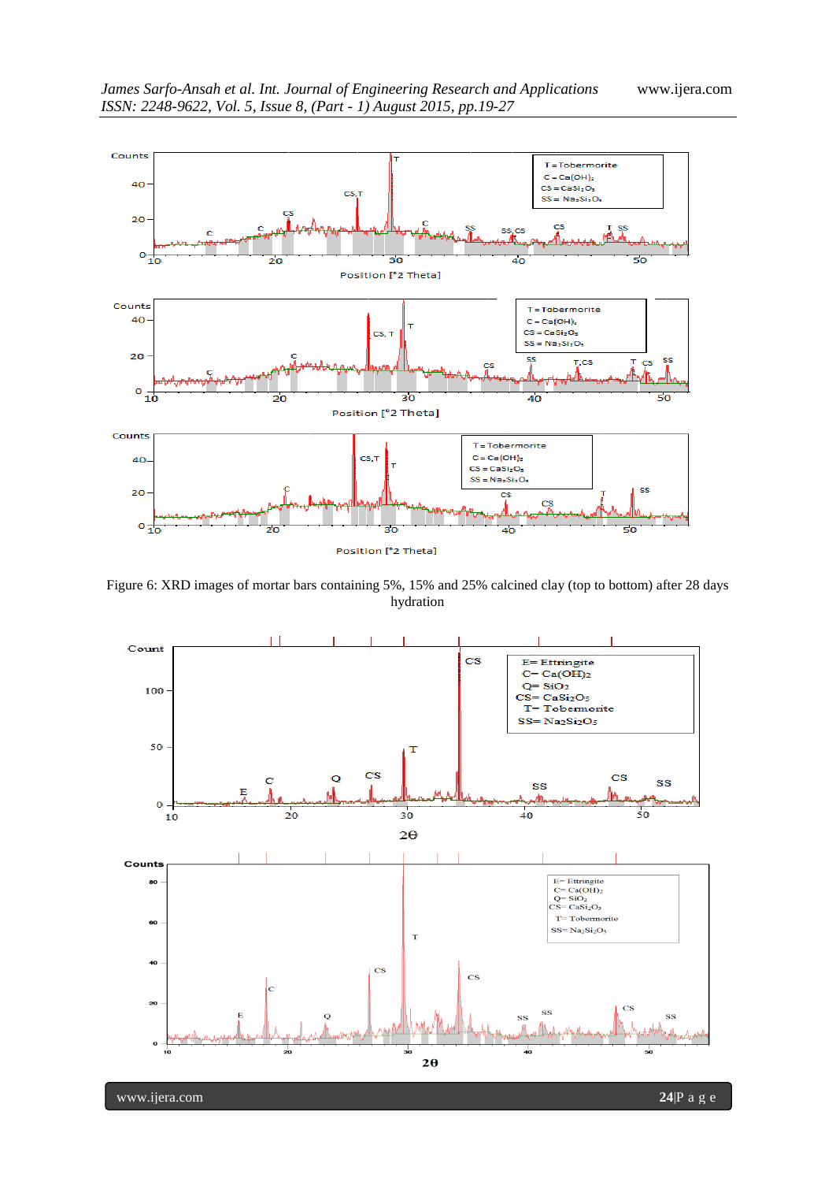Figure 6: XRD images of mortar bars containing 5%, 15% and 25% calcined clay (top to bottom) after 28 days hydration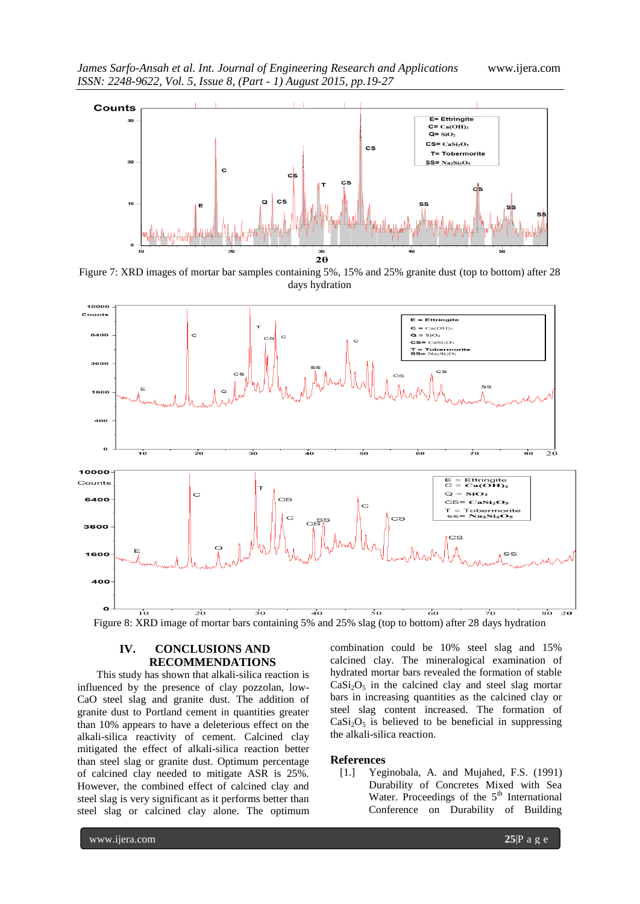Figure 7: XRD images of mortar bar samples containing 5%, 15% and 25% granite dust (top to bottom) after 28 days hydration

Figure 8: XRD image of mortar bars containing 5% and 25% slag (top to bottom) after 28 days hydration

## IV. CONCLUSIONS AND RECOMMENDATIONS

This study has shown that alkali-silica reaction is influenced by the presence of clay pozzolan, low-CaO steel slag and granite dust. The addition of granite dust to Portland cement in quantities greater than 10% appears to have a deleterious effect on the alkali-silica reactivity of cement. Calcined clay mitigated the effect of alkali-silica reaction better than steel slag or granite dust. Optimum percentage of calcined clay needed to mitigate ASR is 25%. However, the combined effect of calcined clay and steel slag is very significant as it performs better than steel slag or calcined clay alone. The optimum combination could be 10% steel slag and 15% calcined clay. The mineralogical examination of hydrated mortar bars revealed the formation of stable $CaSi_2O_5$ in the calcined clay and steel slag mortar bars in increasing quantities as the calcined clay or steel slag content increased. The formation of $CaSi_2O_5$ is believed to be beneficial in suppressing the alkali-silica reaction.

## References

[1.] Yeginobala, A. and Mujahed, F.S. (1991) Durability of Concretes Mixed with Sea Water. Proceedings of the 5th International Conference on Durability of Building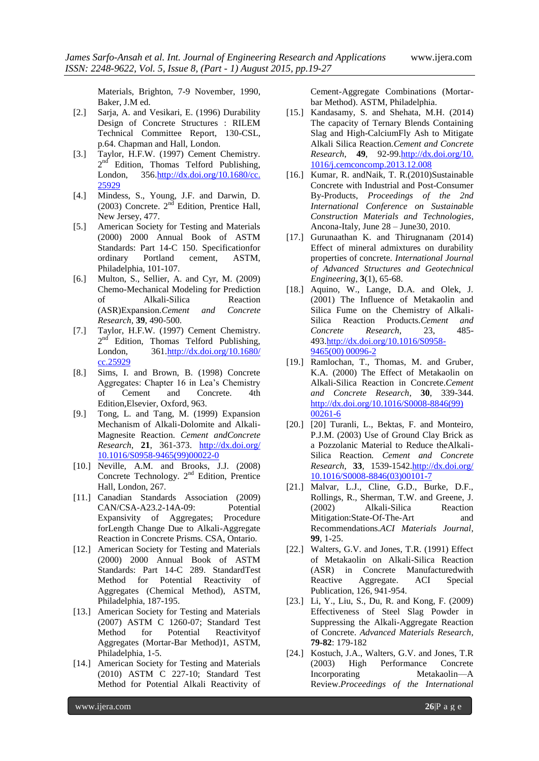Materials, Brighton, 7-9 November, 1990, Baker, J.M ed.

[2.] Sarja, A. and Vesikari, E. (1996) Durability Design of Concrete Structures : RILEM Technical Committee Report, 130-CSL, p.64. Chapman and Hall, London.

[3.] Taylor, H.F.W. (1997) Cement Chemistry. 2nd Edition, Thomas Telford Publishing, London, 356.http://dx.doi.org/10.1680/cc.25929

[4.] Mindess, S., Young, J.F. and Darwin, D. (2003) Concrete. 2nd Edition, Prentice Hall, New Jersey, 477.

[5.] American Society for Testing and Materials (2000) 2000 Annual Book of ASTM Standards: Part 14-C 150. Specificationfor ordinary Portland cement, ASTM, Philadelphia, 101-107.

[6.] Multon, S., Sellier, A. and Cyr, M. (2009) Chemo-Mechanical Modeling for Prediction of Alkali-Silica Reaction (ASR)Expansion.*Cement and Concrete Research*, **39**, 490-500.

[7.] Taylor, H.F.W. (1997) Cement Chemistry. 2nd Edition, Thomas Telford Publishing, London, 361.http://dx.doi.org/10.1680/cc.25929

[8.] Sims, I. and Brown, B. (1998) Concrete Aggregates: Chapter 16 in Lea's Chemistry of Cement and Concrete. 4th Edition,Elsevier, Oxford, 963.

[9.] Tong, L. and Tang, M. (1999) Expansion Mechanism of Alkali-Dolomite and Alkali-Magnesite Reaction. *Cement andConcrete Research*, **21**, 361-373. http://dx.doi.org/10.1016/S0958-9465(99)00022-0

[10.] Neville, A.M. and Brooks, J.J. (2008) Concrete Technology. 2nd Edition, Prentice Hall, London, 267.

[11.] Canadian Standards Association (2009) CAN/CSA-A23.2-14A-09: Potential Expansivity of Aggregates; Procedure forLength Change Due to Alkali-Aggregate Reaction in Concrete Prisms. CSA, Ontario.

[12.] American Society for Testing and Materials (2000) 2000 Annual Book of ASTM Standards: Part 14-C 289. StandardTest Method for Potential Reactivity of Aggregates (Chemical Method), ASTM, Philadelphia, 187-195.

[13.] American Society for Testing and Materials (2007) ASTM C 1260-07; Standard Test Method for Potential Reactivityof Aggregates (Mortar-Bar Method)1, ASTM, Philadelphia, 1-5.

[14.] American Society for Testing and Materials (2010) ASTM C 227-10; Standard Test Method for Potential Alkali Reactivity of Cement-Aggregate Combinations (Mortar-bar Method). ASTM, Philadelphia.

[15.] Kandasamy, S. and Shehata, M.H. (2014) The capacity of Ternary Blends Containing Slag and High-CalciumFly Ash to Mitigate Alkali Silica Reaction.*Cement and Concrete Research*, **49**, 92-99.http://dx.doi.org/10.1016/j.cemconcomp.2013.12.008

[16.] Kumar, R. andNaik, T. R.(2010)Sustainable Concrete with Industrial and Post-Consumer By-Products, *Proceedings of the 2nd International Conference on Sustainable Construction Materials and Technologies*, Ancona-Italy, June 28 – June30, 2010.

[17.] Gurunaathan K. and Thirugnanam (2014) Effect of mineral admixtures on durability properties of concrete. *International Journal of Advanced Structures and Geotechnical Engineering*, **3**(1), 65-68.

[18.] Aquino, W., Lange, D.A. and Olek, J. (2001) The Influence of Metakaolin and Silica Fume on the Chemistry of Alkali-Silica Reaction Products.*Cement and Concrete Research*, 23, 485-493.http://dx.doi.org/10.1016/S0958-9465(00) 00096-2

[19.] Ramlochan, T., Thomas, M. and Gruber, K.A. (2000) The Effect of Metakaolin on Alkali-Silica Reaction in Concrete.*Cement and Concrete Research*, **30**, 339-344. http://dx.doi.org/10.1016/S0008-8846(99) 00261-6

[20.] [20] Turanli, L., Bektas, F. and Monteiro, P.J.M. (2003) Use of Ground Clay Brick as a Pozzolanic Material to Reduce theAlkali-Silica Reaction. *Cement and Concrete Research*, **33**, 1539-1542.http://dx.doi.org/10.1016/S0008-8846(03)00101-7

[21.] Malvar, L.J., Cline, G.D., Burke, D.F., Rollings, R., Sherman, T.W. and Greene, J. (2002) Alkali-Silica Reaction Mitigation:State-Of-The-Art and Recommendations.*ACI Materials Journal*, **99**, 1-25.

[22.] Walters, G.V. and Jones, T.R. (1991) Effect of Metakaolin on Alkali-Silica Reaction (ASR) in Concrete Manufacturedwith Reactive Aggregate. ACI Special Publication, 126, 941-954.

[23.] Li, Y., Liu, S., Du, R. and Kong, F. (2009) Effectiveness of Steel Slag Powder in Suppressing the Alkali-Aggregate Reaction of Concrete. *Advanced Materials Research*, **79-82**: 179-182

[24.] Kostuch, J.A., Walters, G.V. and Jones, T.R (2003) High Performance Concrete Incorporating Metakaolin—A Review.*Proceedings of the International*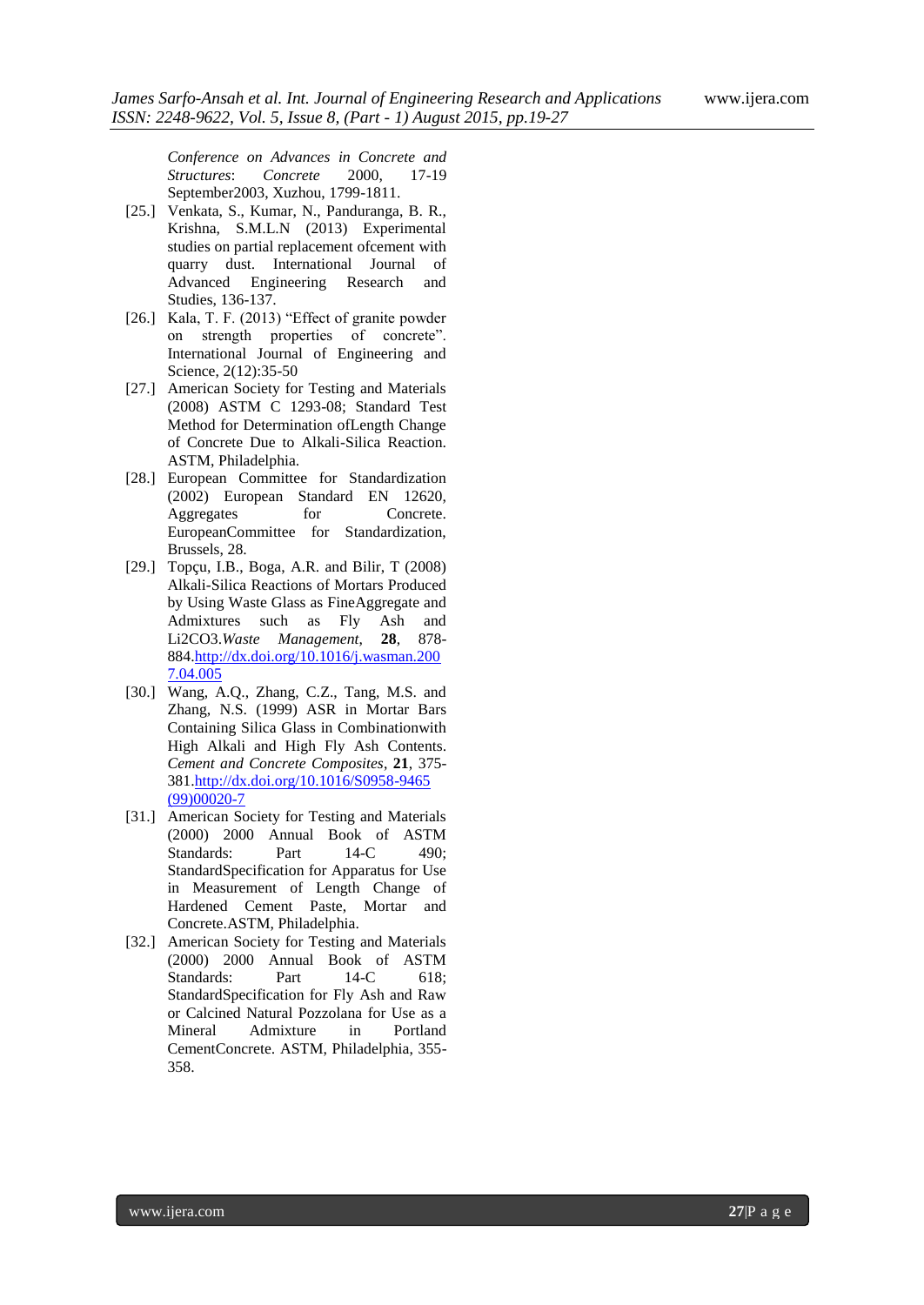*Conference on Advances in Concrete and Structures*: *Concrete* 2000, 17-19 September2003, Xuzhou, 1799-1811.

[25.] Venkata, S., Kumar, N., Panduranga, B. R., Krishna, S.M.L.N (2013) Experimental studies on partial replacement ofcement with quarry dust. International Journal of Advanced Engineering Research and Studies, 136-137.

[26.] Kala, T. F. (2013) "Effect of granite powder on strength properties of concrete". International Journal of Engineering and Science, 2(12):35-50

[27.] American Society for Testing and Materials (2008) ASTM C 1293-08; Standard Test Method for Determination ofLength Change of Concrete Due to Alkali-Silica Reaction. ASTM, Philadelphia.

[28.] European Committee for Standardization (2002) European Standard EN 12620, Aggregates for Concrete. EuropeanCommittee for Standardization, Brussels, 28.

[29.] Topçu, I.B., Boga, A.R. and Bilir, T (2008) Alkali-Silica Reactions of Mortars Produced by Using Waste Glass as FineAggregate and Admixtures such as Fly Ash and $Li_2CO_3$.*Waste Management*, **28**, 878-884.http://dx.doi.org/10.1016/j.wasman.2007.04.005

[30.] Wang, A.Q., Zhang, C.Z., Tang, M.S. and Zhang, N.S. (1999) ASR in Mortar Bars Containing Silica Glass in Combinationwith High Alkali and High Fly Ash Contents. *Cement and Concrete Composites*, **21**, 375-381.http://dx.doi.org/10.1016/S0958-9465(99)00020-7

[31.] American Society for Testing and Materials (2000) 2000 Annual Book of ASTM Standards: Part 14-C 490; StandardSpecification for Apparatus for Use in Measurement of Length Change of Hardened Cement Paste, Mortar and Concrete.ASTM, Philadelphia.

[32.] American Society for Testing and Materials (2000) 2000 Annual Book of ASTM Standards: Part 14-C 618; StandardSpecification for Fly Ash and Raw or Calcined Natural Pozzolana for Use as a Mineral Admixture in Portland CementConcrete. ASTM, Philadelphia, 355-358.